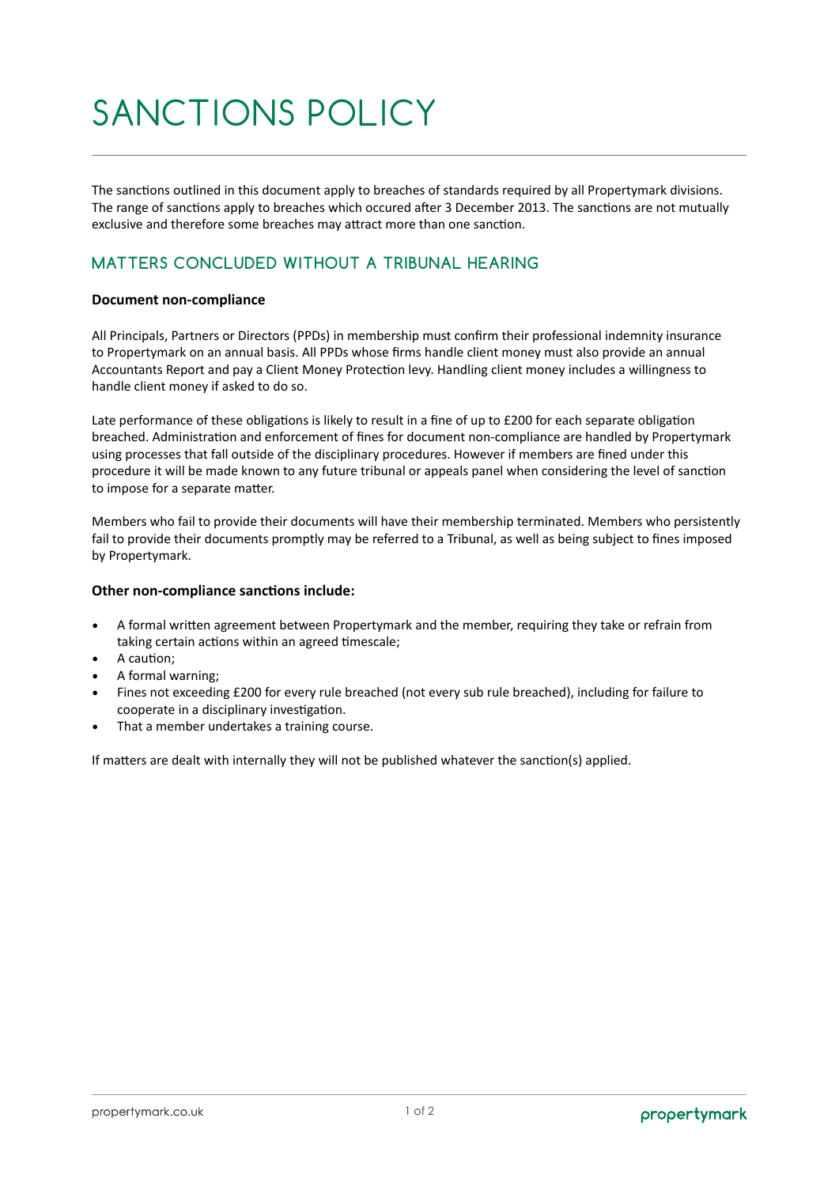# SANCTIONS POLICY

The sanctions outlined in this document apply to breaches of standards required by all Propertymark divisions. The range of sanctions apply to breaches which occured after 3 December 2013. The sanctions are not mutually exclusive and therefore some breaches may attract more than one sanction.

## MATTERS CONCLUDED WITHOUT A TRIBUNAL HEARING

**Document non-compliance**

All Principals, Partners or Directors (PPDs) in membership must confirm their professional indemnity insurance to Propertymark on an annual basis. All PPDs whose firms handle client money must also provide an annual Accountants Report and pay a Client Money Protection levy. Handling client money includes a willingness to handle client money if asked to do so.

Late performance of these obligations is likely to result in a fine of up to £200 for each separate obligation breached. Administration and enforcement of fines for document non-compliance are handled by Propertymark using processes that fall outside of the disciplinary procedures. However if members are fined under this procedure it will be made known to any future tribunal or appeals panel when considering the level of sanction to impose for a separate matter.

Members who fail to provide their documents will have their membership terminated. Members who persistently fail to provide their documents promptly may be referred to a Tribunal, as well as being subject to fines imposed by Propertymark.

**Other non-compliance sanctions include:**

- A formal written agreement between Propertymark and the member, requiring they take or refrain from taking certain actions within an agreed timescale;
- A caution;
- A formal warning;
- Fines not exceeding £200 for every rule breached (not every sub rule breached), including for failure to cooperate in a disciplinary investigation.
- That a member undertakes a training course.

If matters are dealt with internally they will not be published whatever the sanction(s) applied.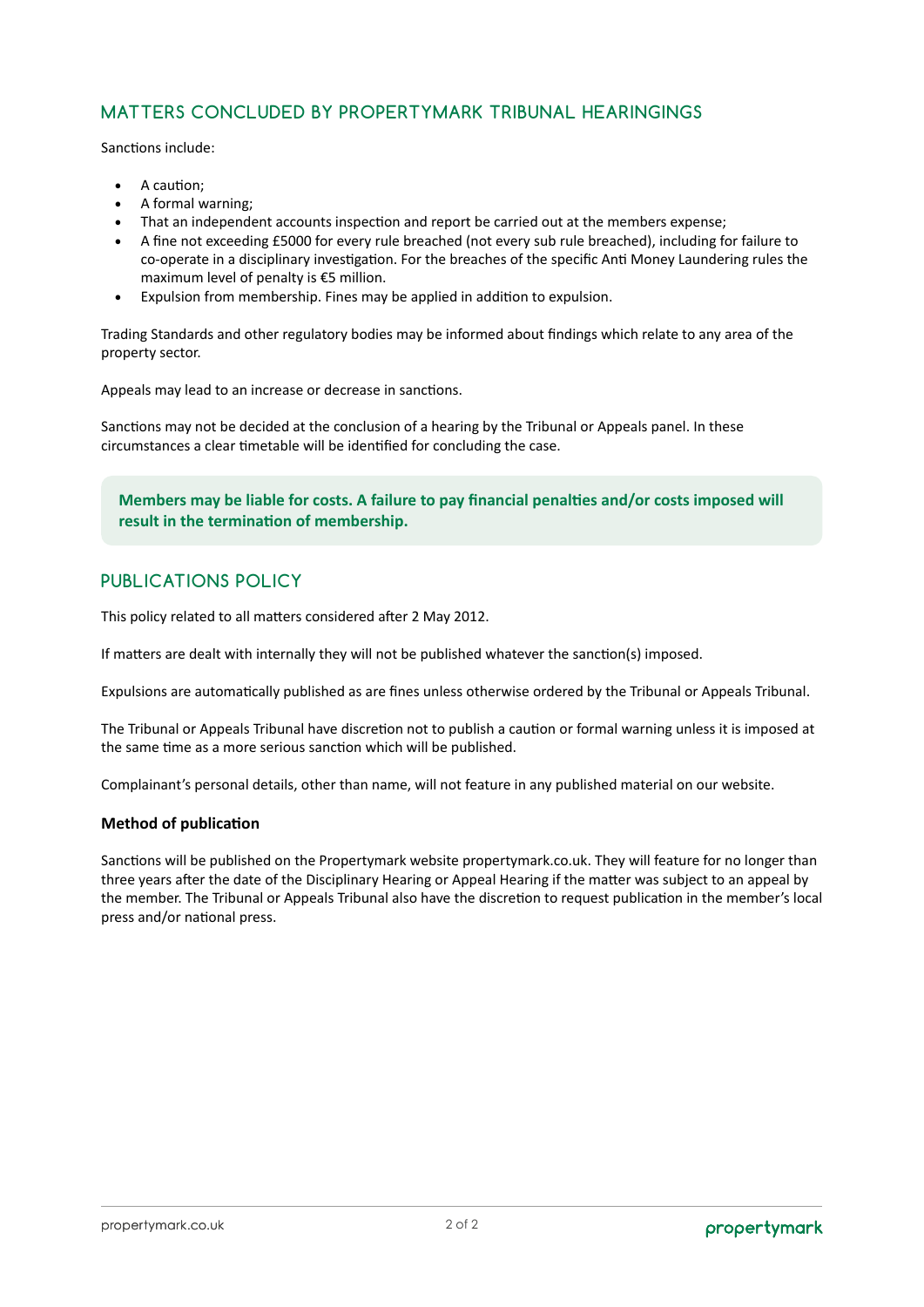## MATTERS CONCLUDED BY PROPERTYMARK TRIBUNAL HEARINGINGS

Sanctions include:

- A caution;
- A formal warning;
- That an independent accounts inspection and report be carried out at the members expense;
- A fine not exceeding £5000 for every rule breached (not every sub rule breached), including for failure to co-operate in a disciplinary investigation. For the breaches of the specific Anti Money Laundering rules the maximum level of penalty is €5 million.
- Expulsion from membership. Fines may be applied in addition to expulsion.

Trading Standards and other regulatory bodies may be informed about findings which relate to any area of the property sector.

Appeals may lead to an increase or decrease in sanctions.

Sanctions may not be decided at the conclusion of a hearing by the Tribunal or Appeals panel. In these circumstances a clear timetable will be identified for concluding the case.

**Members may be liable for costs. A failure to pay financial penalties and/or costs imposed will result in the termination of membership.**

## PUBLICATIONS POLICY

This policy related to all matters considered after 2 May 2012.

If matters are dealt with internally they will not be published whatever the sanction(s) imposed.

Expulsions are automatically published as are fines unless otherwise ordered by the Tribunal or Appeals Tribunal.

The Tribunal or Appeals Tribunal have discretion not to publish a caution or formal warning unless it is imposed at the same time as a more serious sanction which will be published.

Complainant's personal details, other than name, will not feature in any published material on our website.

### Method of publication

Sanctions will be published on the Propertymark website propertymark.co.uk. They will feature for no longer than three years after the date of the Disciplinary Hearing or Appeal Hearing if the matter was subject to an appeal by the member. The Tribunal or Appeals Tribunal also have the discretion to request publication in the member's local press and/or national press.